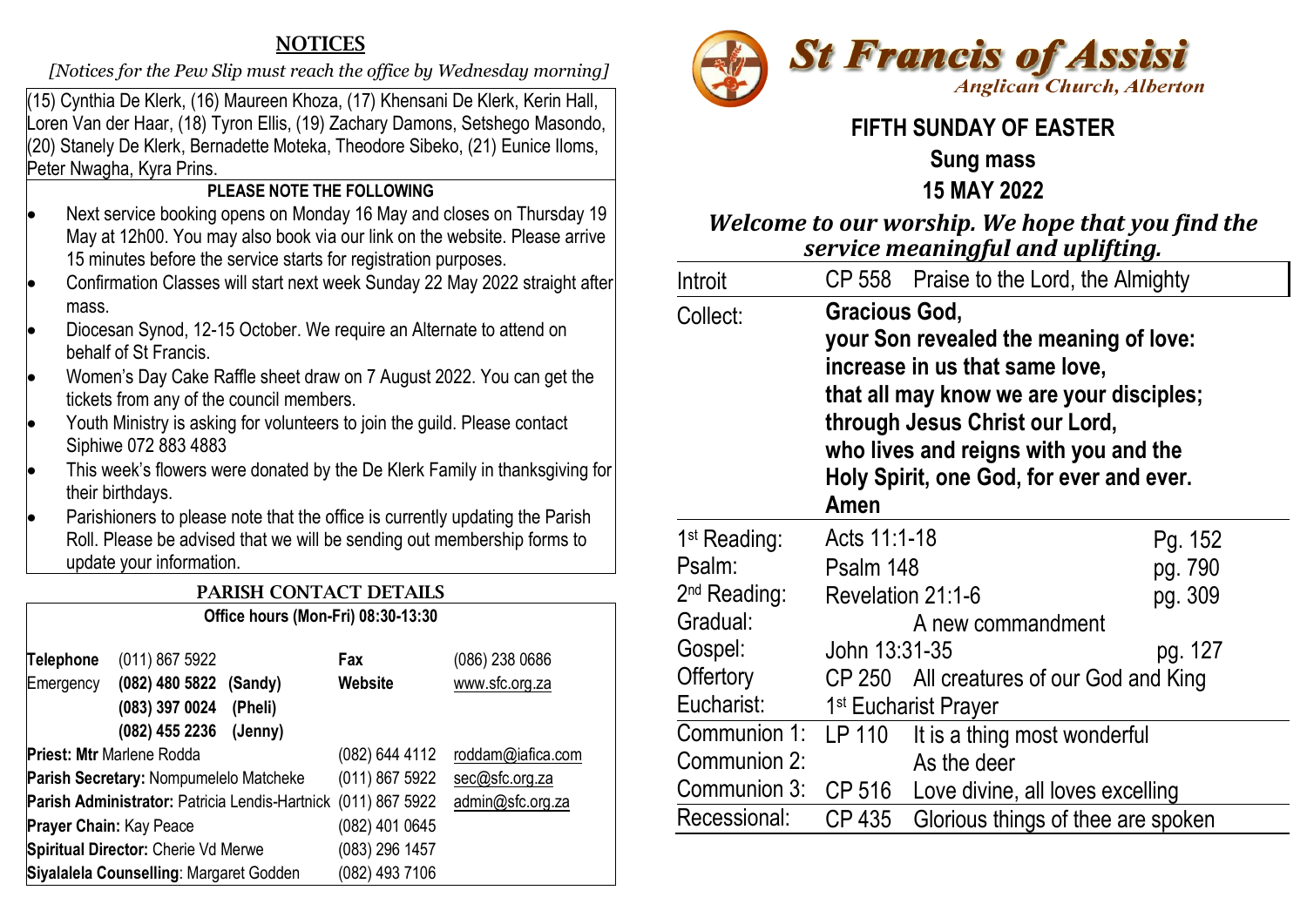## NOTICES

*[Notices for the Pew Slip must reach the office by Wednesday morning]*

(15) Cynthia De Klerk, (16) Maureen Khoza, (17) Khensani De Klerk, Kerin Hall, Loren Van der Haar, (18) Tyron Ellis, (19) Zachary Damons, Setshego Masondo, (20) Stanely De Klerk, Bernadette Moteka, Theodore Sibeko, (21) Eunice Iloms, Peter Nwagha, Kyra Prins.

**PLEASE NOTE THE FOLLOWING**

- Next service booking opens on Monday 16 May and closes on Thursday 19 May at 12h00. You may also book via our link on the website. Please arrive 15 minutes before the service starts for registration purposes.
- Confirmation Classes will start next week Sunday 22 May 2022 straight after mass.
- Diocesan Synod, 12-15 October. We require an Alternate to attend on behalf of St Francis.
- Women's Day Cake Raffle sheet draw on 7 August 2022. You can get the tickets from any of the council members.
- Youth Ministry is asking for volunteers to join the guild. Please contact Siphiwe 072 883 4883
- This week's flowers were donated by the De Klerk Family in thanksgiving for their birthdays.
- Parishioners to please note that the office is currently updating the Parish Roll. Please be advised that we will be sending out membership forms to update your information.

## PARISH CONTACT DETAILS

**Office hours (Mon-Fri) 08:30-13:30**

| | | | |
|---|---|---|---|
| **Telephone** | (011) 867 5922 | **Fax** | (086) 238 0686 |
| Emergency | **(082) 480 5822 (Sandy)** | **Website** | www.sfc.org.za |
| | **(083) 397 0024 (Pheli)** | | |
| | **(082) 455 2236 (Jenny)** | | |
| **Priest: Mtr** Marlene Rodda | | (082) 644 4112 | roddam@iafica.com |
| **Parish Secretary:** Nompumelelo Matcheke | | (011) 867 5922 | sec@sfc.org.za |
| **Parish Administrator:** Patricia Lendis-Hartnick | | (011) 867 5922 | admin@sfc.org.za |
| **Prayer Chain:** Kay Peace | | (082) 401 0645 | |
| **Spiritual Director:** Cherie Vd Merwe | | (083) 296 1457 | |
| **Siyalalela Counselling**: Margaret Godden | | (082) 493 7106 | |

# St Francis of Assisi

*Anglican Church, Alberton*

## FIFTH SUNDAY OF EASTER

**Sung mass**

**15 MAY 2022**

***Welcome to our worship. We hope that you find the service meaningful and uplifting.***

| | | |
|---|---|---|
| Introit | CP 558 Praise to the Lord, the Almighty | |
| Collect: | **Gracious God, your Son revealed the meaning of love: increase in us that same love, that all may know we are your disciples; through Jesus Christ our Lord, who lives and reigns with you and the Holy Spirit, one God, for ever and ever. Amen** | |
| 1st Reading: | Acts 11:1-18 | Pg. 152 |
| Psalm: | Psalm 148 | pg. 790 |
| 2nd Reading: | Revelation 21:1-6 | pg. 309 |
| Gradual: | A new commandment | |
| Gospel: | John 13:31-35 | pg. 127 |
| Offertory | CP 250 All creatures of our God and King | |
| Eucharist: | 1st Eucharist Prayer | |
| Communion 1: | LP 110 It is a thing most wonderful | |
| Communion 2: | As the deer | |
| Communion 3: | CP 516 Love divine, all loves excelling | |
| Recessional: | CP 435 Glorious things of thee are spoken | |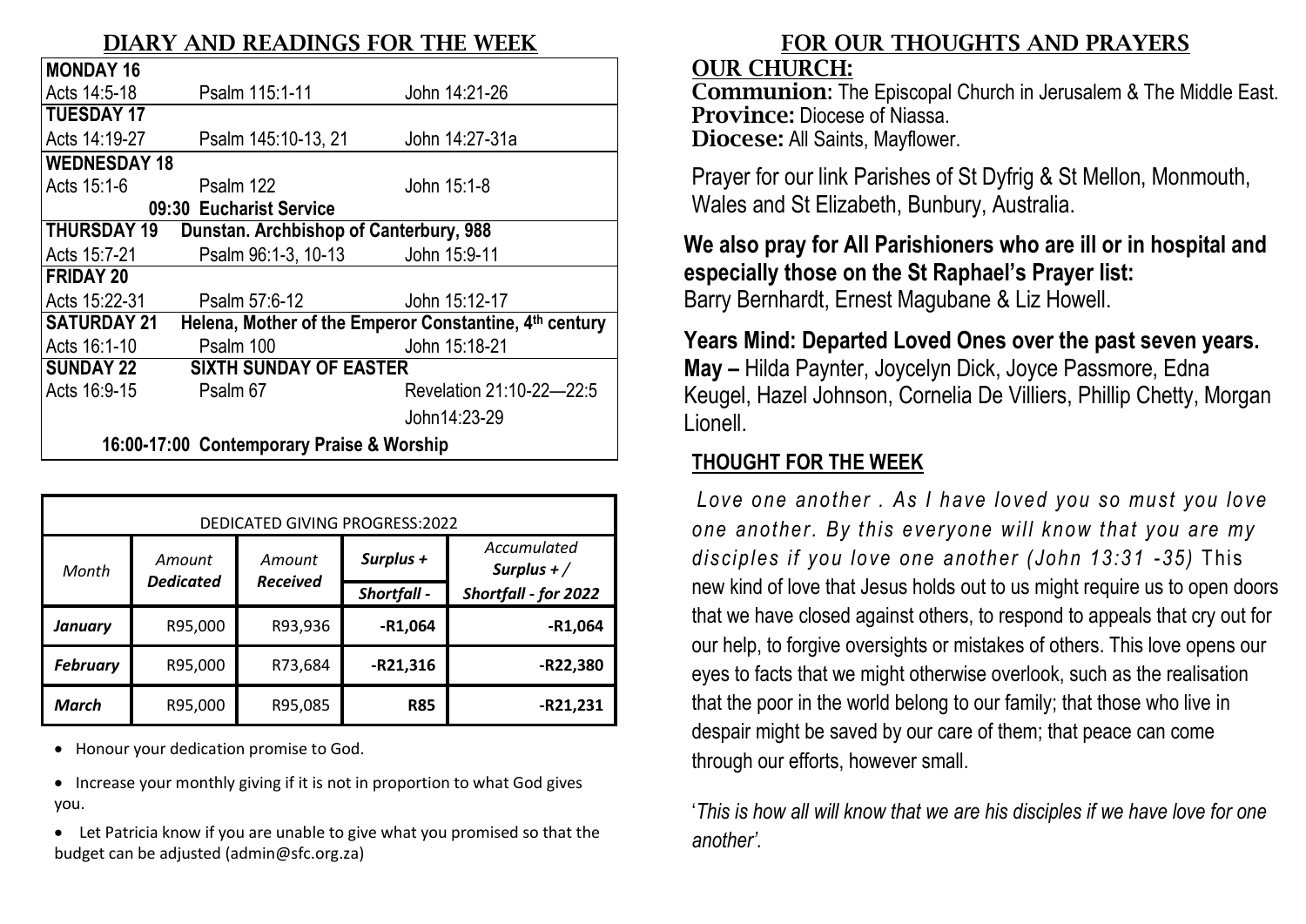## DIARY AND READINGS FOR THE WEEK

| | | |
|---|---|---|
| **MONDAY 16** | | |
| Acts 14:5-18 | Psalm 115:1-11 | John 14:21-26 |
| **TUESDAY 17** | | |
| Acts 14:19-27 | Psalm 145:10-13, 21 | John 14:27-31a |
| **WEDNESDAY 18** | | |
| Acts 15:1-6 | Psalm 122 | John 15:1-8 |
| | **09:30 Eucharist Service** | |
| **THURSDAY 19** | **Dunstan. Archbishop of Canterbury, 988** | |
| Acts 15:7-21 | Psalm 96:1-3, 10-13 | John 15:9-11 |
| **FRIDAY 20** | | |
| Acts 15:22-31 | Psalm 57:6-12 | John 15:12-17 |
| **SATURDAY 21** | **Helena, Mother of the Emperor Constantine, 4th century** | |
| Acts 16:1-10 | Psalm 100 | John 15:18-21 |
| **SUNDAY 22** | **SIXTH SUNDAY OF EASTER** | |
| Acts 16:9-15 | Psalm 67 | Revelation 21:10-22—22:5 |
| | | John14:23-29 |
| | **16:00-17:00 Contemporary Praise & Worship** | |

| DEDICATED GIVING PROGRESS:2022 | | | | |
|---|---|---|---|---|
| *Month* | *Amount* **Dedicated** | *Amount* **Received** | **Surplus +** / **Shortfall -** | *Accumulated Surplus + /* **Shortfall - for 2022** |
| **January** | R95,000 | R93,936 | **-R1,064** | **-R1,064** |
| **February** | R95,000 | R73,684 | **-R21,316** | **-R22,380** |
| **March** | R95,000 | R95,085 | **R85** | **-R21,231** |

- Honour your dedication promise to God.
- Increase your monthly giving if it is not in proportion to what God gives you.
- Let Patricia know if you are unable to give what you promised so that the budget can be adjusted (admin@sfc.org.za)

## FOR OUR THOUGHTS AND PRAYERS

### OUR CHURCH:

**Communion:** The Episcopal Church in Jerusalem & The Middle East.
**Province:** Diocese of Niassa.
**Diocese:** All Saints, Mayflower.

Prayer for our link Parishes of St Dyfrig & St Mellon, Monmouth, Wales and St Elizabeth, Bunbury, Australia.

**We also pray for All Parishioners who are ill or in hospital and especially those on the St Raphael's Prayer list:**
Barry Bernhardt, Ernest Magubane & Liz Howell.

**Years Mind: Departed Loved Ones over the past seven years.**
**May –** Hilda Paynter, Joycelyn Dick, Joyce Passmore, Edna Keugel, Hazel Johnson, Cornelia De Villiers, Phillip Chetty, Morgan Lionell.

### THOUGHT FOR THE WEEK

*Love one another . As I have loved you so must you love one another. By this everyone will know that you are my disciples if you love one another (John 13:31 -35)* This new kind of love that Jesus holds out to us might require us to open doors that we have closed against others, to respond to appeals that cry out for our help, to forgive oversights or mistakes of others. This love opens our eyes to facts that we might otherwise overlook, such as the realisation that the poor in the world belong to our family; that those who live in despair might be saved by our care of them; that peace can come through our efforts, however small.

'*This is how all will know that we are his disciples if we have love for one another'.*